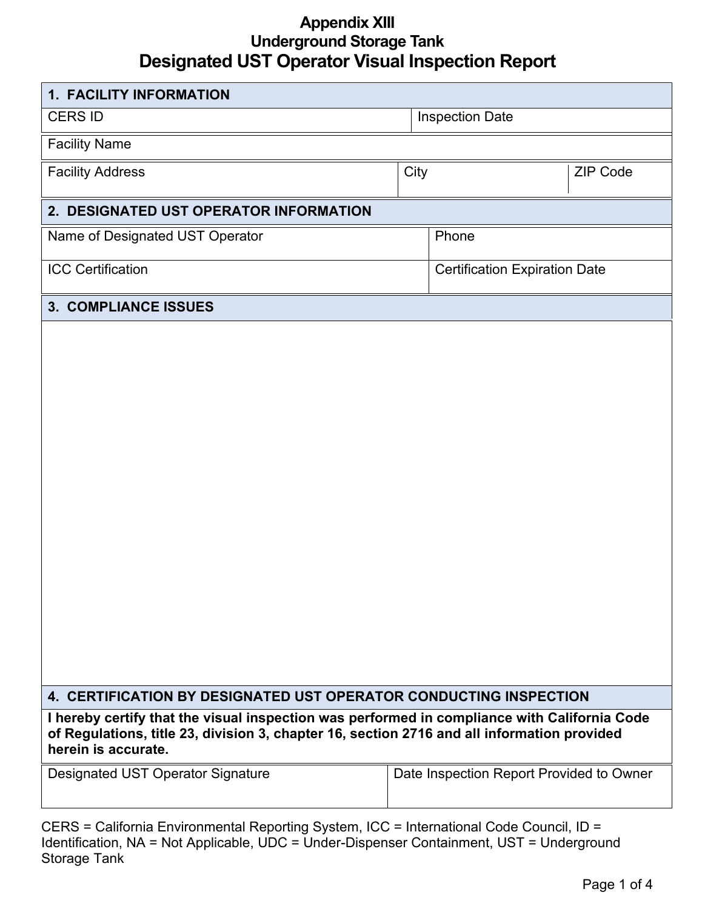# Appendix XIII
## Underground Storage Tank
## Designated UST Operator Visual Inspection Report

### 1. FACILITY INFORMATION

| CERS ID | Inspection Date |
|---|---|
| | |

| Facility Name |
|---|
| |

| Facility Address | City | ZIP Code |
|---|---|---|
| | | |

### 2. DESIGNATED UST OPERATOR INFORMATION

| Name of Designated UST Operator | Phone |
|---|---|
| ICC Certification | Certification Expiration Date |

### 3. COMPLIANCE ISSUES

### 4. CERTIFICATION BY DESIGNATED UST OPERATOR CONDUCTING INSPECTION

**I hereby certify that the visual inspection was performed in compliance with California Code of Regulations, title 23, division 3, chapter 16, section 2716 and all information provided herein is accurate.**

| Designated UST Operator Signature | Date Inspection Report Provided to Owner |
|---|---|
| | |

CERS = California Environmental Reporting System, ICC = International Code Council, ID = Identification, NA = Not Applicable, UDC = Under-Dispenser Containment, UST = Underground Storage Tank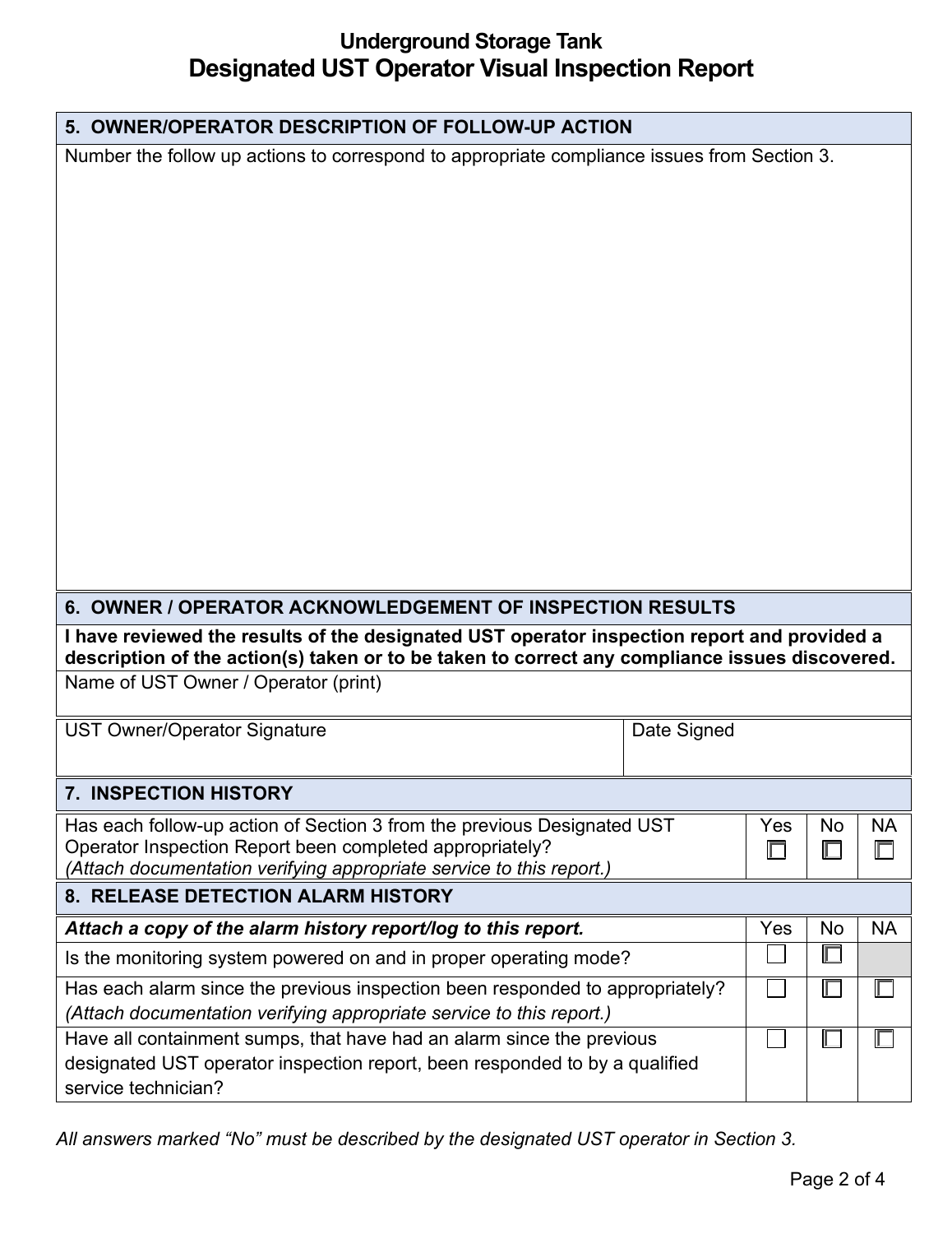# Underground Storage Tank
# Designated UST Operator Visual Inspection Report

## 5. OWNER/OPERATOR DESCRIPTION OF FOLLOW-UP ACTION

Number the follow up actions to correspond to appropriate compliance issues from Section 3.

## 6. OWNER / OPERATOR ACKNOWLEDGEMENT OF INSPECTION RESULTS

**I have reviewed the results of the designated UST operator inspection report and provided a description of the action(s) taken or to be taken to correct any compliance issues discovered.**

| Name of UST Owner / Operator (print) | |
|---|---|
| UST Owner/Operator Signature | Date Signed |

## 7. INSPECTION HISTORY

| | Yes | No | NA |
|---|---|---|---|
| Has each follow-up action of Section 3 from the previous Designated UST Operator Inspection Report been completed appropriately? *(Attach documentation verifying appropriate service to this report.)* | ☐ | ☐ | ☐ |

## 8. RELEASE DETECTION ALARM HISTORY

| ***Attach a copy of the alarm history report/log to this report.*** | Yes | No | NA |
|---|---|---|---|
| Is the monitoring system powered on and in proper operating mode? | ☐ | ☐ | |
| Has each alarm since the previous inspection been responded to appropriately? *(Attach documentation verifying appropriate service to this report.)* | ☐ | ☐ | ☐ |
| Have all containment sumps, that have had an alarm since the previous designated UST operator inspection report, been responded to by a qualified service technician? | ☐ | ☐ | ☐ |

*All answers marked "No" must be described by the designated UST operator in Section 3.*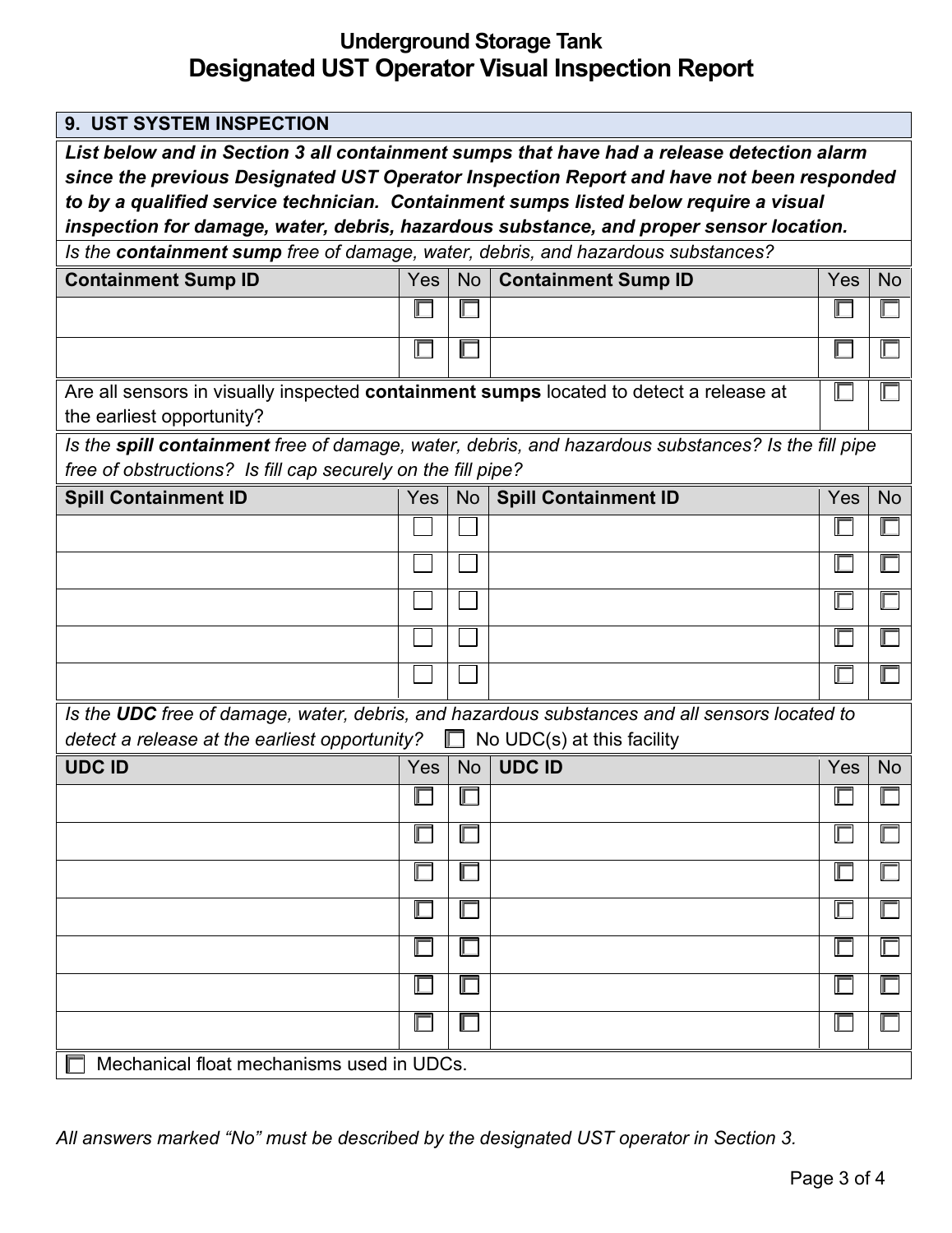# Underground Storage Tank
# Designated UST Operator Visual Inspection Report

## 9. UST SYSTEM INSPECTION

***List below and in Section 3 all containment sumps that have had a release detection alarm since the previous Designated UST Operator Inspection Report and have not been responded to by a qualified service technician. Containment sumps listed below require a visual inspection for damage, water, debris, hazardous substance, and proper sensor location.***

*Is the **containment sump** free of damage, water, debris, and hazardous substances?*

| Containment Sump ID | Yes | No | Containment Sump ID | Yes | No |
|---|---|---|---|---|---|
| | ☐ | ☐ | | ☐ | ☐ |
| | ☐ | ☐ | | ☐ | ☐ |

Are all sensors in visually inspected **containment sumps** located to detect a release at the earliest opportunity? ☐ ☐

*Is the **spill containment** free of damage, water, debris, and hazardous substances? Is the fill pipe free of obstructions? Is fill cap securely on the fill pipe?*

| Spill Containment ID | Yes | No | Spill Containment ID | Yes | No |
|---|---|---|---|---|---|
| | ☐ | ☐ | | ☐ | ☐ |
| | ☐ | ☐ | | ☐ | ☐ |
| | ☐ | ☐ | | ☐ | ☐ |
| | ☐ | ☐ | | ☐ | ☐ |
| | ☐ | ☐ | | ☐ | ☐ |

*Is the **UDC** free of damage, water, debris, and hazardous substances and all sensors located to detect a release at the earliest opportunity?* ☐ No UDC(s) at this facility

| UDC ID | Yes | No | UDC ID | Yes | No |
|---|---|---|---|---|---|
| | ☐ | ☐ | | ☐ | ☐ |
| | ☐ | ☐ | | ☐ | ☐ |
| | ☐ | ☐ | | ☐ | ☐ |
| | ☐ | ☐ | | ☐ | ☐ |
| | ☐ | ☐ | | ☐ | ☐ |
| | ☐ | ☐ | | ☐ | ☐ |
| | ☐ | ☐ | | ☐ | ☐ |

☐ Mechanical float mechanisms used in UDCs.

*All answers marked "No" must be described by the designated UST operator in Section 3.*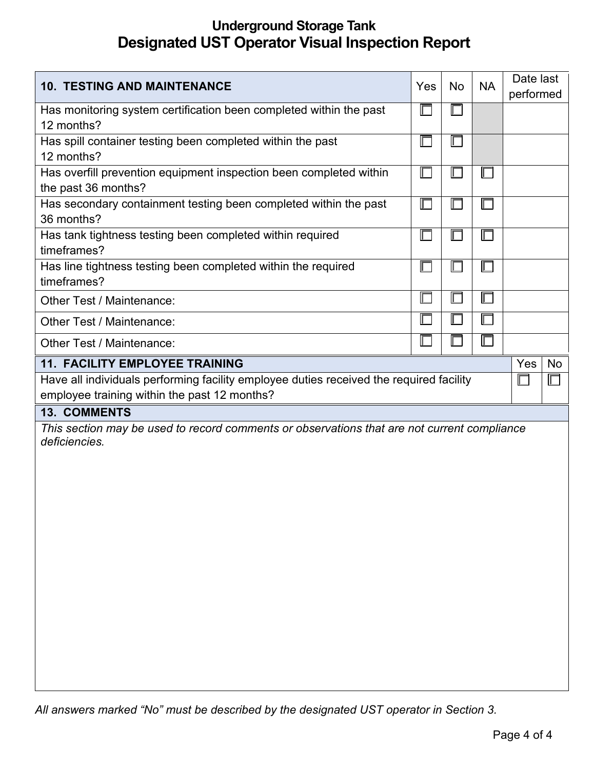# Underground Storage Tank
# Designated UST Operator Visual Inspection Report

| 10. TESTING AND MAINTENANCE | Yes | No | NA | Date last performed |
|---|---|---|---|---|
| Has monitoring system certification been completed within the past 12 months? | ☐ | ☐ | | |
| Has spill container testing been completed within the past 12 months? | ☐ | ☐ | | |
| Has overfill prevention equipment inspection been completed within the past 36 months? | ☐ | ☐ | ☐ | |
| Has secondary containment testing been completed within the past 36 months? | ☐ | ☐ | ☐ | |
| Has tank tightness testing been completed within required timeframes? | ☐ | ☐ | ☐ | |
| Has line tightness testing been completed within the required timeframes? | ☐ | ☐ | ☐ | |
| Other Test / Maintenance: | ☐ | ☐ | ☐ | |
| Other Test / Maintenance: | ☐ | ☐ | ☐ | |
| Other Test / Maintenance: | ☐ | ☐ | ☐ | |

| 11. FACILITY EMPLOYEE TRAINING | Yes | No |
|---|---|---|
| Have all individuals performing facility employee duties received the required facility employee training within the past 12 months? | ☐ | ☐ |

**13. COMMENTS**

*This section may be used to record comments or observations that are not current compliance deficiencies.*

*All answers marked "No" must be described by the designated UST operator in Section 3.*